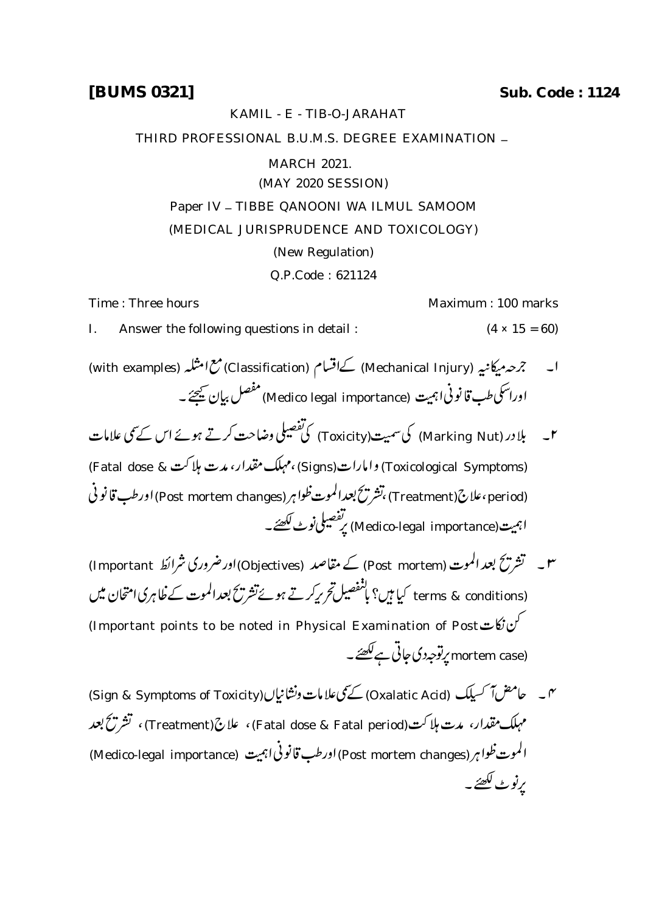**[BUMS 0321]** **Sub. Code : 1124**

KAMIL - E - TIB-O-JARAHAT

THIRD PROFESSIONAL B.U.M.S. DEGREE EXAMINATION – MARCH 2021.

(MAY 2020 SESSION)

Paper IV – TIBBE QANOONI WA ILMUL SAMOOM

(MEDICAL JURISPRUDENCE AND TOXICOLOGY)

(New Regulation)

Q.P.Code : 621124

Time : Three hours Maximum : 100 marks

I. Answer the following questions in detail : (4 × 15 = 60)

۱۔ جرحہ میکانیہ (Mechanical Injury) کے اقسام (Classification) مع امثلہ (with examples) اوراسکی طب قانونی اہمیت (Medico legal importance) مفصل بیان کیجئے۔

۲۔ بلادر (Marking Nut) کی سمیت(Toxicity) کی تفصیلی وضاحت کرتے ہوئے اس کے سمی علامات (Toxicological Symptoms) و امارات(Signs)، مہلک مقدار، مدت ہلاکت (Fatal dose & period)، علاج(Treatment)، تشریح بعدالموت ظواہر(Post mortem changes) اورطب قانونی اہمیت(Medico-legal importance) پر تفصیلی نوٹ لکھئے۔

۳۔ تشریح بعدالموت (Post mortem) کے مقاصد (Objectives) اورضروری شرائط (Important terms & conditions) کیا ہیں؟ بالتفصیل تحریر کرتے ہوئے تشریح بعدالموت کے ظاہری امتحان میں کن نکات (Important points to be noted in Physical Examination of Post mortem case) پر توجہ دی جاتی ہے لکھئے۔

۴۔ حامض آکسیلک (Oxalatic Acid) کے سمی علامات ونشانیاں(Sign & Symptoms of Toxicity) مہلک مقدار، مدت ہلاکت(Fatal dose & Fatal period)، علاج(Treatment)، تشریح بعد الموت ظواہر(Post mortem changes) اورطب قانونی اہمیت (Medico-legal importance) پر نوٹ لکھئے۔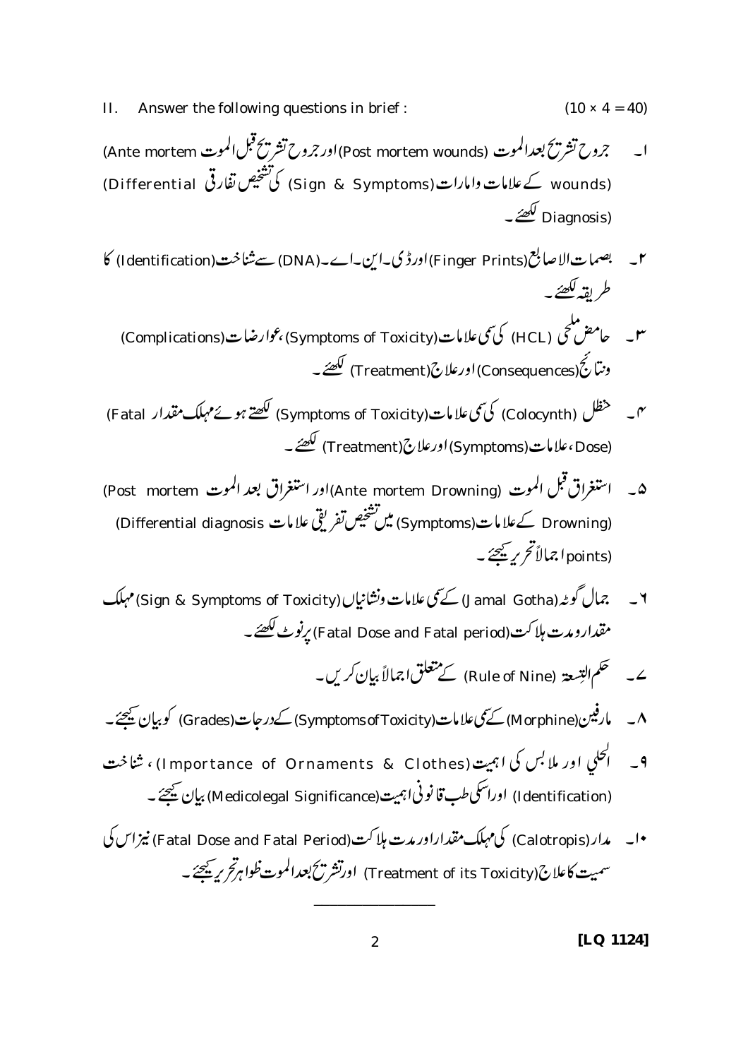II. Answer the following questions in brief : (10 × 4 = 40)

۱۔ جروح تشریح بعدالموت (Post mortem wounds) اور جروح تشریح قبل الموت (Ante mortem wounds) کے علامات وامارات (Sign & Symptoms) کی تشخیص تفارقی (Differential Diagnosis) لکھئے۔

۲۔ بصمات الاصابع (Finger Prints) اور ڈی۔این۔اے۔(DNA) سے شناخت (Identification) کا طریقہ لکھئے۔

۳۔ حامض ملحی (HCL) کی سمی علامات (Symptoms of Toxicity)، عوارضات (Complications) ونتائج (Consequences) اور علاج (Treatment) لکھئے۔

۴۔ حنظل (Colocynth) کی سمی علامات (Symptoms of Toxicity) لکھتے ہوئے مہلک مقدار (Fatal Dose)، علامات (Symptoms) اور علاج (Treatment) لکھئے۔

۵۔ استغراق قبل الموت (Ante mortem Drowning) اور استغراق بعد الموت (Post mortem Drowning) کے علامات (Symptoms) میں تشخیص تفریقی علامات (Differential diagnosis points) اجمالاً تحریر کیجئے۔

۶۔ جمال گوٹہ (Jamal Gotha) کے سمی علامات ونشانیاں (Sign & Symptoms of Toxicity) مہلک مقدار ومدت ہلاکت (Fatal Dose and Fatal period) پر نوٹ لکھئے۔

۷۔ حکم التسعۃ (Rule of Nine) کے متعلق اجمالاً بیان کریں۔

۸۔ مارفین (Morphine) کے سمی علامات (Symptoms of Toxicity) کے درجات (Grades) کو بیان کیجئے۔

۹۔ الحلي اور ملابس کی اہمیت (Importance of Ornaments & Clothes)، شناخت (Identification) اور اسکی طب قانونی اہمیت (Medicolegal Significance) بیان کیجئے۔

۱۰۔ مدار (Calotropis) کی مہلک مقدار اور مدت ہلاکت (Fatal Dose and Fatal Period) نیز اس کی سمیت کا علاج (Treatment of its Toxicity) اور تشریح بعدالموت ظواہر تحریر کیجئے۔

---

[LQ 1124]